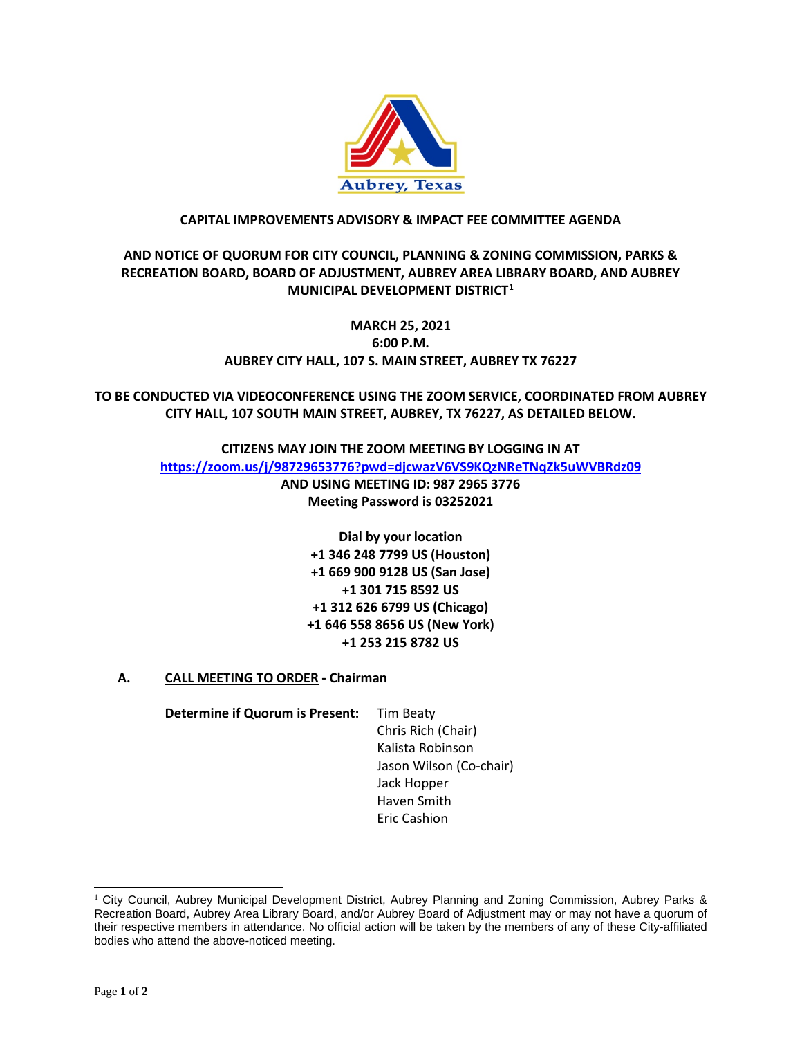**CAPITAL IMPROVEMENTS ADVISORY & IMPACT FEE COMMITTEE AGENDA**

**AND NOTICE OF QUORUM FOR CITY COUNCIL, PLANNING & ZONING COMMISSION, PARKS & RECREATION BOARD, BOARD OF ADJUSTMENT, AUBREY AREA LIBRARY BOARD, AND AUBREY MUNICIPAL DEVELOPMENT DISTRICT[1]**

**MARCH 25, 2021**
**6:00 P.M.**
**AUBREY CITY HALL, 107 S. MAIN STREET, AUBREY TX 76227**

**TO BE CONDUCTED VIA VIDEOCONFERENCE USING THE ZOOM SERVICE, COORDINATED FROM AUBREY CITY HALL, 107 SOUTH MAIN STREET, AUBREY, TX 76227, AS DETAILED BELOW.**

**CITIZENS MAY JOIN THE ZOOM MEETING BY LOGGING IN AT**
**https://zoom.us/j/98729653776?pwd=djcwazV6VS9KQzNReTNqZk5uWVBRdz09**
**AND USING MEETING ID: 987 2965 3776**
**Meeting Password is 03252021**

**Dial by your location**
**+1 346 248 7799 US (Houston)**
**+1 669 900 9128 US (San Jose)**
**+1 301 715 8592 US**
**+1 312 626 6799 US (Chicago)**
**+1 646 558 8656 US (New York)**
**+1 253 215 8782 US**

**A. CALL MEETING TO ORDER - Chairman**

**Determine if Quorum is Present:**

- Tim Beaty
- Chris Rich (Chair)
- Kalista Robinson
- Jason Wilson (Co-chair)
- Jack Hopper
- Haven Smith
- Eric Cashion

---

[1] City Council, Aubrey Municipal Development District, Aubrey Planning and Zoning Commission, Aubrey Parks & Recreation Board, Aubrey Area Library Board, and/or Aubrey Board of Adjustment may or may not have a quorum of their respective members in attendance. No official action will be taken by the members of any of these City-affiliated bodies who attend the above-noticed meeting.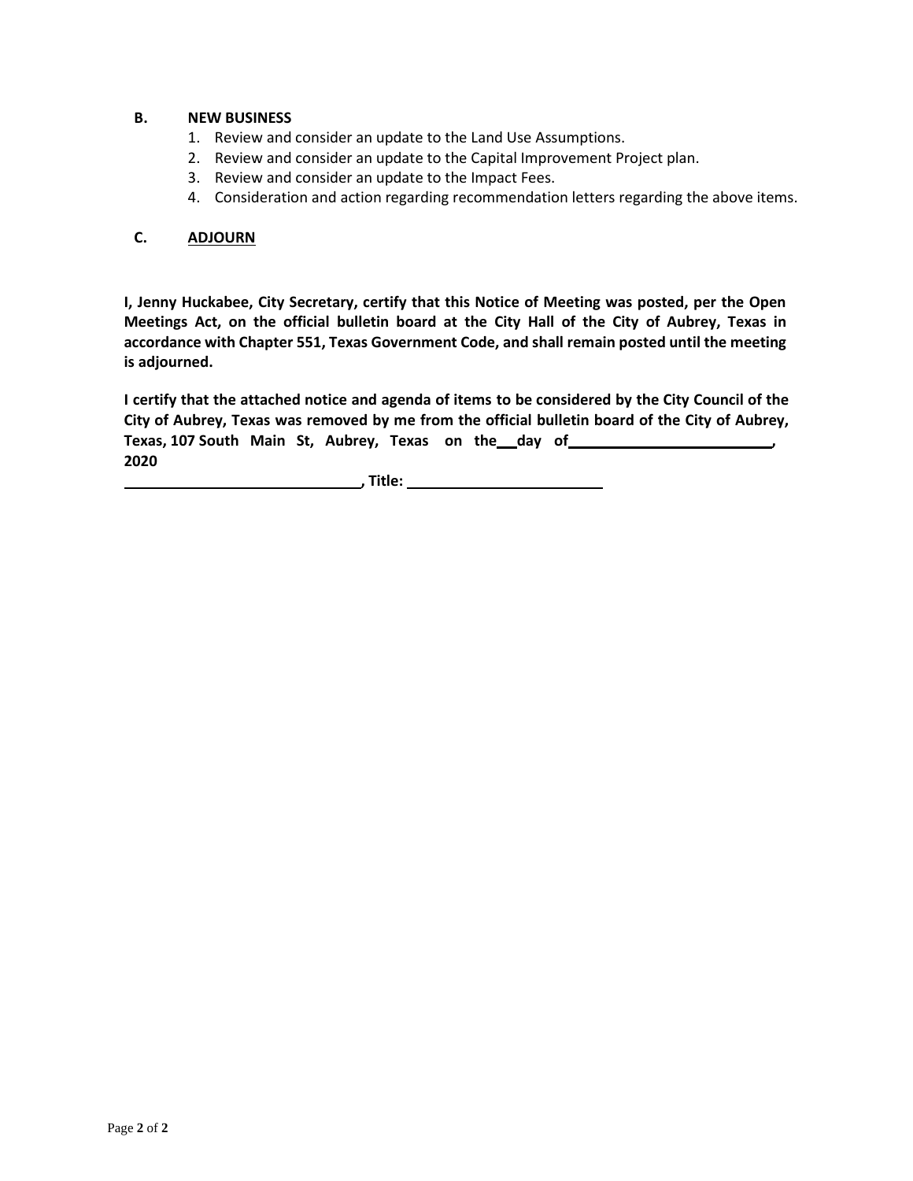**B. NEW BUSINESS**

1. Review and consider an update to the Land Use Assumptions.
2. Review and consider an update to the Capital Improvement Project plan.
3. Review and consider an update to the Impact Fees.
4. Consideration and action regarding recommendation letters regarding the above items.

**C. ADJOURN**

**I, Jenny Huckabee, City Secretary, certify that this Notice of Meeting was posted, per the Open Meetings Act, on the official bulletin board at the City Hall of the City of Aubrey, Texas in accordance with Chapter 551, Texas Government Code, and shall remain posted until the meeting is adjourned.**

**I certify that the attached notice and agenda of items to be considered by the City Council of the City of Aubrey, Texas was removed by me from the official bulletin board of the City of Aubrey, Texas, 107 South Main St, Aubrey, Texas on the \_\_ day of \_\_\_\_\_\_\_\_\_\_\_\_\_\_\_\_\_\_\_\_\_\_\_\_, 2020**

**\_\_\_\_\_\_\_\_\_\_\_\_\_\_\_\_\_\_\_\_\_\_\_\_\_\_\_\_, Title: \_\_\_\_\_\_\_\_\_\_\_\_\_\_\_\_\_\_\_\_\_\_\_\_**